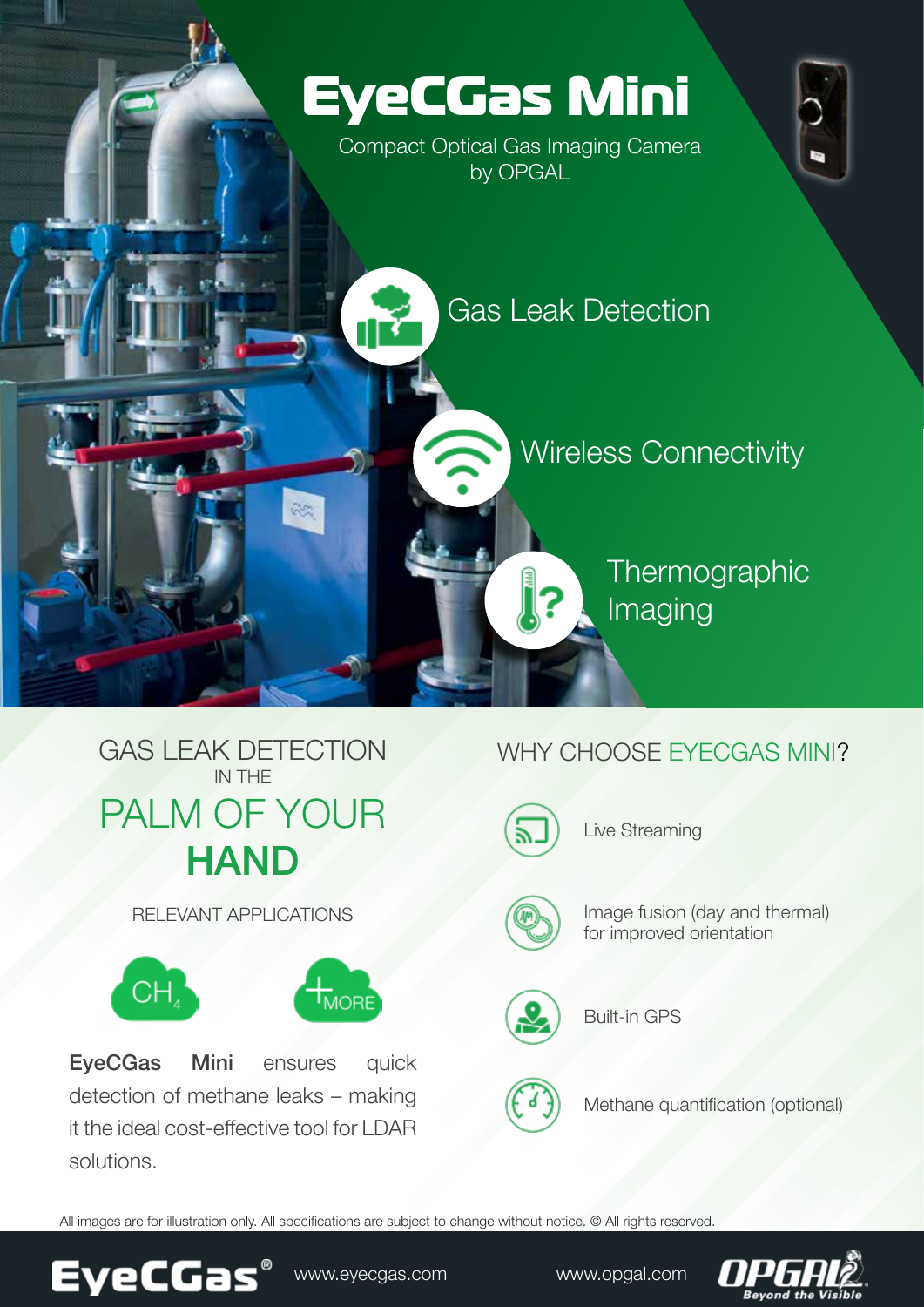# EyeCGas Mini

Compact Optical Gas Imaging Camera by OPGAL

- Gas Leak Detection
- Wireless Connectivity
- Thermographic Imaging

## GAS LEAK DETECTION IN THE PALM OF YOUR HAND

RELEVANT APPLICATIONS

$CH_4$

+MORE

**EyeCGas Mini** ensures quick detection of methane leaks – making it the ideal cost-effective tool for LDAR solutions.

## WHY CHOOSE EYECGAS MINI?

- Live Streaming
- Image fusion (day and thermal) for improved orientation
- Built-in GPS
- Methane quantification (optional)

All images are for illustration only. All specifications are subject to change without notice. © All rights reserved.

EyeCGas® www.eyecgas.com www.opgal.com OPGAL Beyond the Visible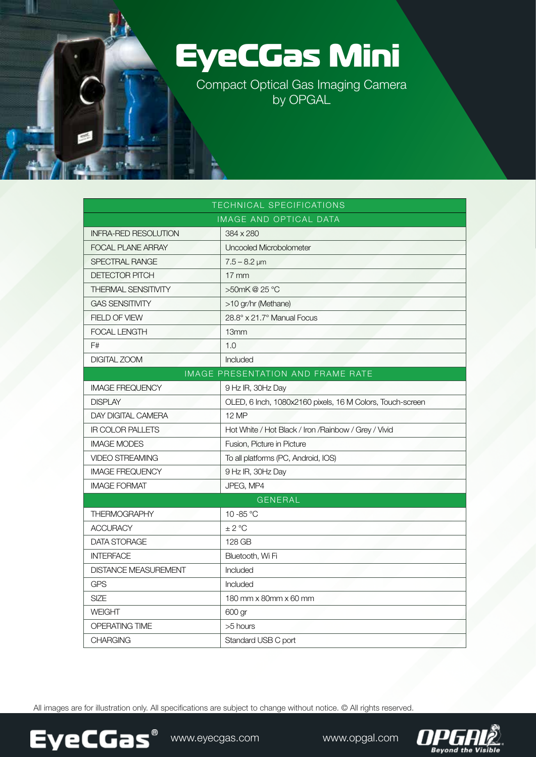# EyeCGas Mini

Compact Optical Gas Imaging Camera
by OPGAL

| TECHNICAL SPECIFICATIONS | |
|---|---|
| IMAGE AND OPTICAL DATA | |
| INFRA-RED RESOLUTION | 384 x 280 |
| FOCAL PLANE ARRAY | Uncooled Microbolometer |
| SPECTRAL RANGE | 7.5 – 8.2 µm |
| DETECTOR PITCH | 17 mm |
| THERMAL SENSITIVITY | >50mK @ 25 °C |
| GAS SENSITIVITY | >10 gr/hr (Methane) |
| FIELD OF VIEW | 28.8° x 21.7° Manual Focus |
| FOCAL LENGTH | 13mm |
| F# | 1.0 |
| DIGITAL ZOOM | Included |
| IMAGE PRESENTATION AND FRAME RATE | |
| IMAGE FREQUENCY | 9 Hz IR, 30Hz Day |
| DISPLAY | OLED, 6 Inch, 1080x2160 pixels, 16 M Colors, Touch-screen |
| DAY DIGITAL CAMERA | 12 MP |
| IR COLOR PALLETS | Hot White / Hot Black / Iron /Rainbow / Grey / Vivid |
| IMAGE MODES | Fusion, Picture in Picture |
| VIDEO STREAMING | To all platforms (PC, Android, IOS) |
| IMAGE FREQUENCY | 9 Hz IR, 30Hz Day |
| IMAGE FORMAT | JPEG, MP4 |
| GENERAL | |
| THERMOGRAPHY | 10 -85 °C |
| ACCURACY | ± 2 °C |
| DATA STORAGE | 128 GB |
| INTERFACE | Bluetooth, Wi Fi |
| DISTANCE MEASUREMENT | Included |
| GPS | Included |
| SIZE | 180 mm x 80mm x 60 mm |
| WEIGHT | 600 gr |
| OPERATING TIME | >5 hours |
| CHARGING | Standard USB C port |

All images are for illustration only. All specifications are subject to change without notice. © All rights reserved.

EyeCGas® www.eyecgas.com www.opgal.com OPGAL Beyond the Visible